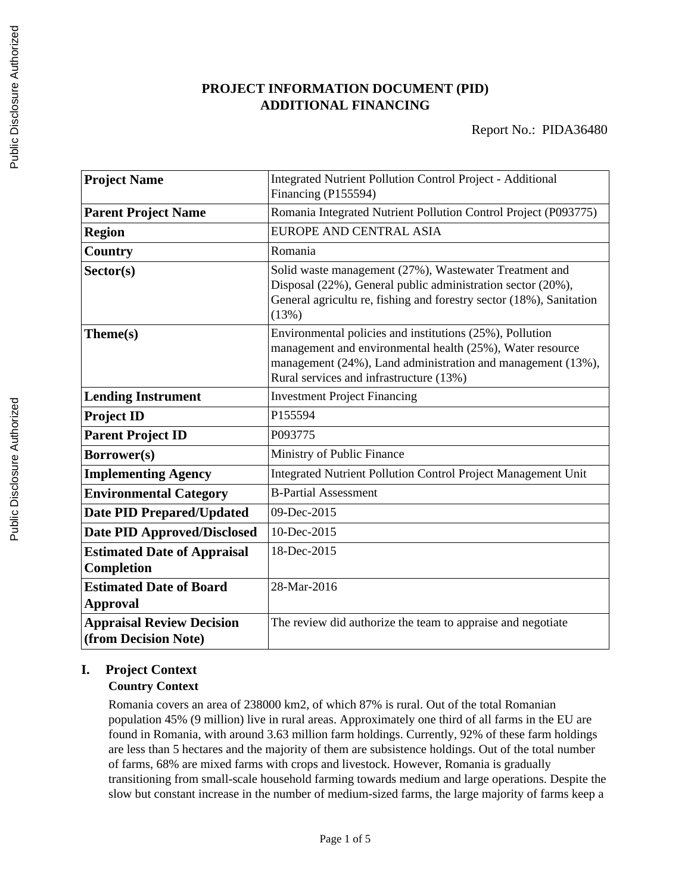# PROJECT INFORMATION DOCUMENT (PID)
# ADDITIONAL FINANCING

Report No.: PIDA36480

| | |
|---|---|
| **Project Name** | Integrated Nutrient Pollution Control Project - Additional Financing (P155594) |
| **Parent Project Name** | Romania Integrated Nutrient Pollution Control Project (P093775) |
| **Region** | EUROPE AND CENTRAL ASIA |
| **Country** | Romania |
| **Sector(s)** | Solid waste management (27%), Wastewater Treatment and Disposal (22%), General public administration sector (20%), General agricultu re, fishing and forestry sector (18%), Sanitation (13%) |
| **Theme(s)** | Environmental policies and institutions (25%), Pollution management and environmental health (25%), Water resource management (24%), Land administration and management (13%), Rural services and infrastructure (13%) |
| **Lending Instrument** | Investment Project Financing |
| **Project ID** | P155594 |
| **Parent Project ID** | P093775 |
| **Borrower(s)** | Ministry of Public Finance |
| **Implementing Agency** | Integrated Nutrient Pollution Control Project Management Unit |
| **Environmental Category** | B-Partial Assessment |
| **Date PID Prepared/Updated** | 09-Dec-2015 |
| **Date PID Approved/Disclosed** | 10-Dec-2015 |
| **Estimated Date of Appraisal Completion** | 18-Dec-2015 |
| **Estimated Date of Board Approval** | 28-Mar-2016 |
| **Appraisal Review Decision (from Decision Note)** | The review did authorize the team to appraise and negotiate |

## I. Project Context

### Country Context

Romania covers an area of 238000 km2, of which 87% is rural. Out of the total Romanian population 45% (9 million) live in rural areas. Approximately one third of all farms in the EU are found in Romania, with around 3.63 million farm holdings. Currently, 92% of these farm holdings are less than 5 hectares and the majority of them are subsistence holdings. Out of the total number of farms, 68% are mixed farms with crops and livestock. However, Romania is gradually transitioning from small-scale household farming towards medium and large operations. Despite the slow but constant increase in the number of medium-sized farms, the large majority of farms keep a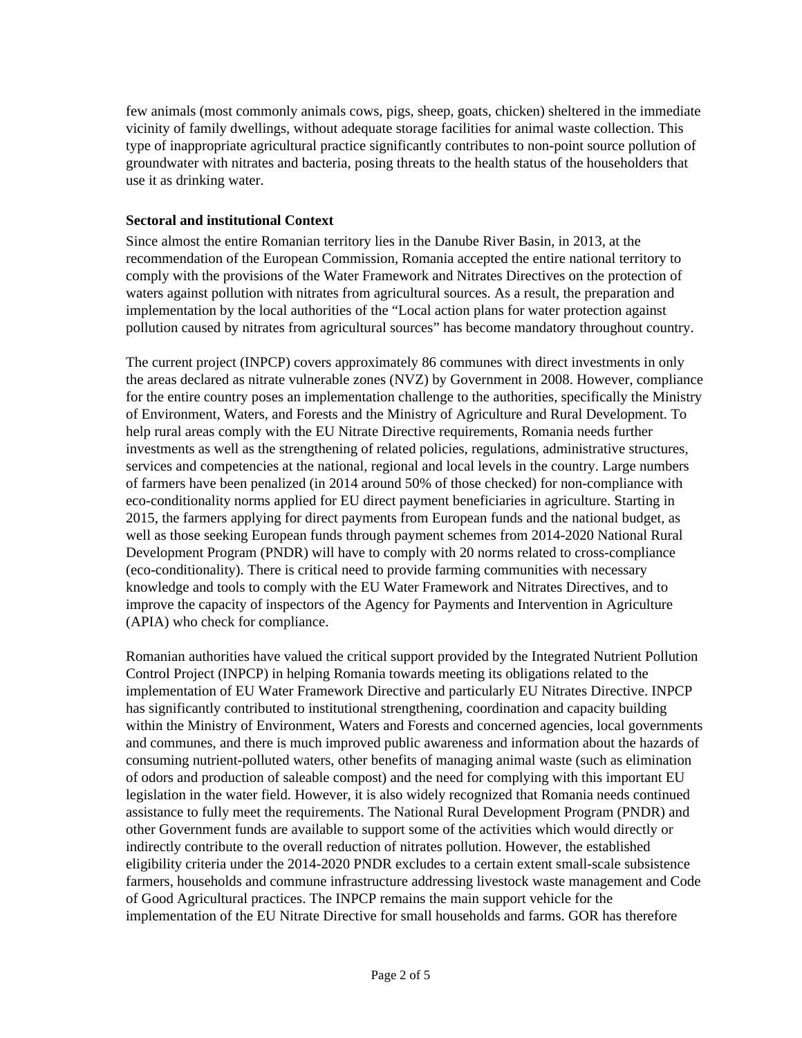few animals (most commonly animals cows, pigs, sheep, goats, chicken) sheltered in the immediate vicinity of family dwellings, without adequate storage facilities for animal waste collection. This type of inappropriate agricultural practice significantly contributes to non-point source pollution of groundwater with nitrates and bacteria, posing threats to the health status of the householders that use it as drinking water.

**Sectoral and institutional Context**

Since almost the entire Romanian territory lies in the Danube River Basin, in 2013, at the recommendation of the European Commission, Romania accepted the entire national territory to comply with the provisions of the Water Framework and Nitrates Directives on the protection of waters against pollution with nitrates from agricultural sources. As a result, the preparation and implementation by the local authorities of the "Local action plans for water protection against pollution caused by nitrates from agricultural sources" has become mandatory throughout country.

The current project (INPCP) covers approximately 86 communes with direct investments in only the areas declared as nitrate vulnerable zones (NVZ) by Government in 2008. However, compliance for the entire country poses an implementation challenge to the authorities, specifically the Ministry of Environment, Waters, and Forests and the Ministry of Agriculture and Rural Development. To help rural areas comply with the EU Nitrate Directive requirements, Romania needs further investments as well as the strengthening of related policies, regulations, administrative structures, services and competencies at the national, regional and local levels in the country. Large numbers of farmers have been penalized (in 2014 around 50% of those checked) for non-compliance with eco-conditionality norms applied for EU direct payment beneficiaries in agriculture. Starting in 2015, the farmers applying for direct payments from European funds and the national budget, as well as those seeking European funds through payment schemes from 2014-2020 National Rural Development Program (PNDR) will have to comply with 20 norms related to cross-compliance (eco-conditionality). There is critical need to provide farming communities with necessary knowledge and tools to comply with the EU Water Framework and Nitrates Directives, and to improve the capacity of inspectors of the Agency for Payments and Intervention in Agriculture (APIA) who check for compliance.

Romanian authorities have valued the critical support provided by the Integrated Nutrient Pollution Control Project (INPCP) in helping Romania towards meeting its obligations related to the implementation of EU Water Framework Directive and particularly EU Nitrates Directive. INPCP has significantly contributed to institutional strengthening, coordination and capacity building within the Ministry of Environment, Waters and Forests and concerned agencies, local governments and communes, and there is much improved public awareness and information about the hazards of consuming nutrient-polluted waters, other benefits of managing animal waste (such as elimination of odors and production of saleable compost) and the need for complying with this important EU legislation in the water field. However, it is also widely recognized that Romania needs continued assistance to fully meet the requirements. The National Rural Development Program (PNDR) and other Government funds are available to support some of the activities which would directly or indirectly contribute to the overall reduction of nitrates pollution. However, the established eligibility criteria under the 2014-2020 PNDR excludes to a certain extent small-scale subsistence farmers, households and commune infrastructure addressing livestock waste management and Code of Good Agricultural practices. The INPCP remains the main support vehicle for the implementation of the EU Nitrate Directive for small households and farms. GOR has therefore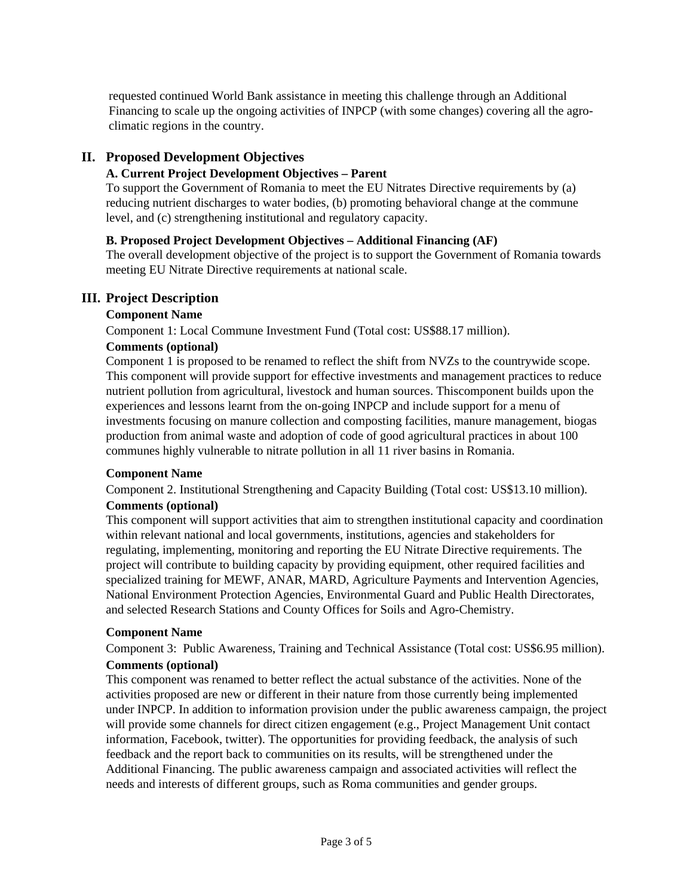requested continued World Bank assistance in meeting this challenge through an Additional Financing to scale up the ongoing activities of INPCP (with some changes) covering all the agro-climatic regions in the country.

## II. Proposed Development Objectives

### A. Current Project Development Objectives – Parent

To support the Government of Romania to meet the EU Nitrates Directive requirements by (a) reducing nutrient discharges to water bodies, (b) promoting behavioral change at the commune level, and (c) strengthening institutional and regulatory capacity.

### B. Proposed Project Development Objectives – Additional Financing (AF)

The overall development objective of the project is to support the Government of Romania towards meeting EU Nitrate Directive requirements at national scale.

## III. Project Description

**Component Name**

Component 1: Local Commune Investment Fund (Total cost: US$88.17 million).

**Comments (optional)**

Component 1 is proposed to be renamed to reflect the shift from NVZs to the countrywide scope. This component will provide support for effective investments and management practices to reduce nutrient pollution from agricultural, livestock and human sources. Thiscomponent builds upon the experiences and lessons learnt from the on-going INPCP and include support for a menu of investments focusing on manure collection and composting facilities, manure management, biogas production from animal waste and adoption of code of good agricultural practices in about 100 communes highly vulnerable to nitrate pollution in all 11 river basins in Romania.

**Component Name**

Component 2. Institutional Strengthening and Capacity Building (Total cost: US$13.10 million).

**Comments (optional)**

This component will support activities that aim to strengthen institutional capacity and coordination within relevant national and local governments, institutions, agencies and stakeholders for regulating, implementing, monitoring and reporting the EU Nitrate Directive requirements. The project will contribute to building capacity by providing equipment, other required facilities and specialized training for MEWF, ANAR, MARD, Agriculture Payments and Intervention Agencies, National Environment Protection Agencies, Environmental Guard and Public Health Directorates, and selected Research Stations and County Offices for Soils and Agro-Chemistry.

**Component Name**

Component 3: Public Awareness, Training and Technical Assistance (Total cost: US$6.95 million).

**Comments (optional)**

This component was renamed to better reflect the actual substance of the activities. None of the activities proposed are new or different in their nature from those currently being implemented under INPCP. In addition to information provision under the public awareness campaign, the project will provide some channels for direct citizen engagement (e.g., Project Management Unit contact information, Facebook, twitter). The opportunities for providing feedback, the analysis of such feedback and the report back to communities on its results, will be strengthened under the Additional Financing. The public awareness campaign and associated activities will reflect the needs and interests of different groups, such as Roma communities and gender groups.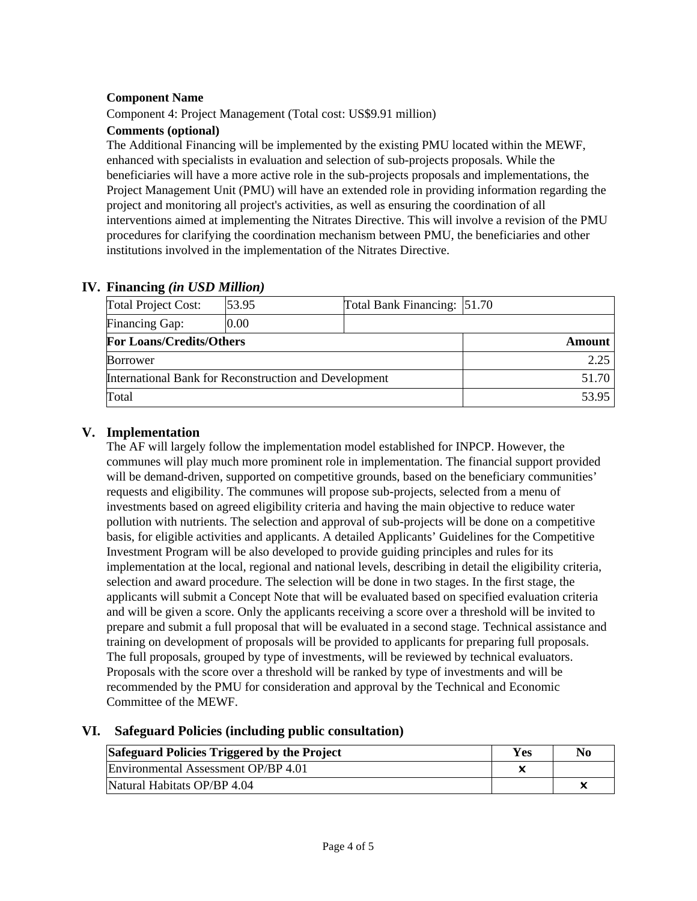**Component Name**

Component 4: Project Management (Total cost: US$9.91 million)

**Comments (optional)**

The Additional Financing will be implemented by the existing PMU located within the MEWF, enhanced with specialists in evaluation and selection of sub-projects proposals. While the beneficiaries will have a more active role in the sub-projects proposals and implementations, the Project Management Unit (PMU) will have an extended role in providing information regarding the project and monitoring all project's activities, as well as ensuring the coordination of all interventions aimed at implementing the Nitrates Directive. This will involve a revision of the PMU procedures for clarifying the coordination mechanism between PMU, the beneficiaries and other institutions involved in the implementation of the Nitrates Directive.

## IV. Financing *(in USD Million)*

| Total Project Cost: | 53.95 | Total Bank Financing: | 51.70 |
|---|---|---|---|
| Financing Gap: | 0.00 | | |
| **For Loans/Credits/Others** | | | **Amount** |
| Borrower | | | 2.25 |
| International Bank for Reconstruction and Development | | | 51.70 |
| Total | | | 53.95 |

## V. Implementation

The AF will largely follow the implementation model established for INPCP. However, the communes will play much more prominent role in implementation. The financial support provided will be demand-driven, supported on competitive grounds, based on the beneficiary communities' requests and eligibility. The communes will propose sub-projects, selected from a menu of investments based on agreed eligibility criteria and having the main objective to reduce water pollution with nutrients. The selection and approval of sub-projects will be done on a competitive basis, for eligible activities and applicants. A detailed Applicants' Guidelines for the Competitive Investment Program will be also developed to provide guiding principles and rules for its implementation at the local, regional and national levels, describing in detail the eligibility criteria, selection and award procedure. The selection will be done in two stages. In the first stage, the applicants will submit a Concept Note that will be evaluated based on specified evaluation criteria and will be given a score. Only the applicants receiving a score over a threshold will be invited to prepare and submit a full proposal that will be evaluated in a second stage. Technical assistance and training on development of proposals will be provided to applicants for preparing full proposals. The full proposals, grouped by type of investments, will be reviewed by technical evaluators. Proposals with the score over a threshold will be ranked by type of investments and will be recommended by the PMU for consideration and approval by the Technical and Economic Committee of the MEWF.

## VI. Safeguard Policies (including public consultation)

| Safeguard Policies Triggered by the Project | Yes | No |
|---|---|---|
| Environmental Assessment OP/BP 4.01 | x | |
| Natural Habitats OP/BP 4.04 | | x |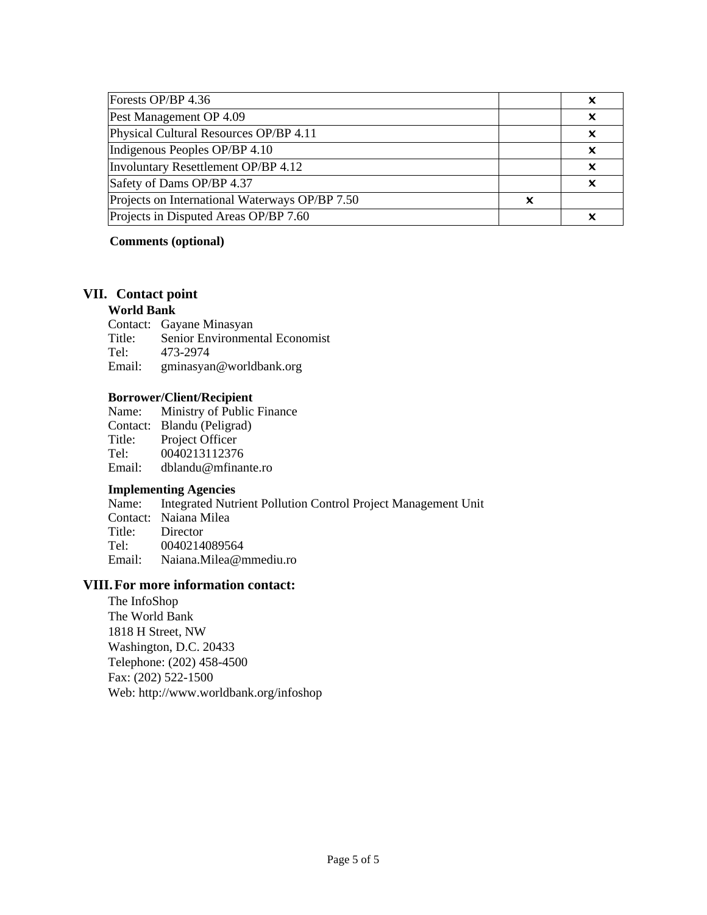| | | |
|---|---|---|
| Forests OP/BP 4.36 | | × |
| Pest Management OP 4.09 | | × |
| Physical Cultural Resources OP/BP 4.11 | | × |
| Indigenous Peoples OP/BP 4.10 | | × |
| Involuntary Resettlement OP/BP 4.12 | | × |
| Safety of Dams OP/BP 4.37 | | × |
| Projects on International Waterways OP/BP 7.50 | × | |
| Projects in Disputed Areas OP/BP 7.60 | | × |

**Comments (optional)**

## VII. Contact point

**World Bank**

Contact: Gayane Minasyan
Title: Senior Environmental Economist
Tel: 473-2974
Email: gminasyan@worldbank.org

**Borrower/Client/Recipient**

Name: Ministry of Public Finance
Contact: Blandu (Peligrad)
Title: Project Officer
Tel: 0040213112376
Email: dblandu@mfinante.ro

**Implementing Agencies**

Name: Integrated Nutrient Pollution Control Project Management Unit
Contact: Naiana Milea
Title: Director
Tel: 0040214089564
Email: Naiana.Milea@mmediu.ro

## VIII. For more information contact:

The InfoShop
The World Bank
1818 H Street, NW
Washington, D.C. 20433
Telephone: (202) 458-4500
Fax: (202) 522-1500
Web: http://www.worldbank.org/infoshop